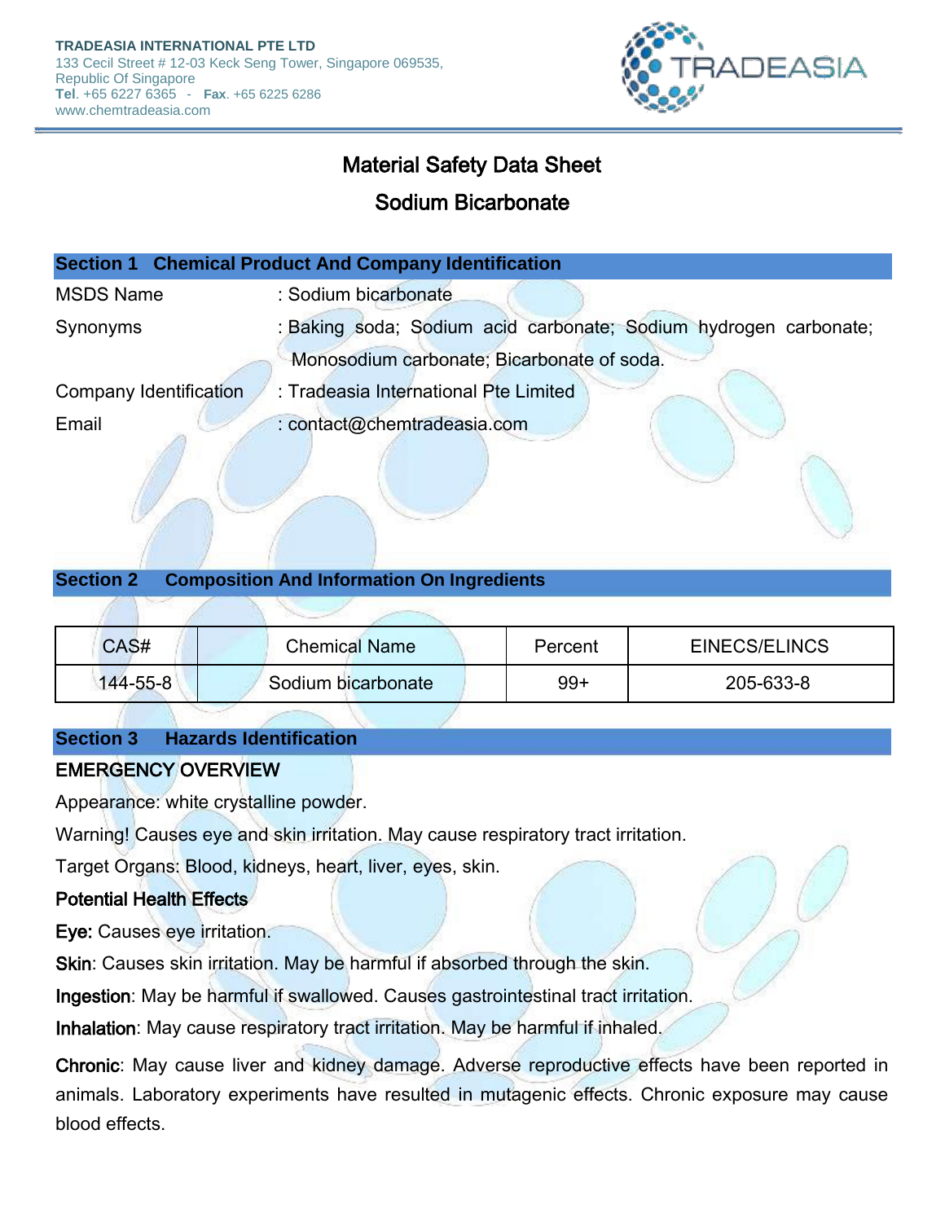TRADEASIA INTERNATIONAL PTE LTD
133 Cecil Street # 12-03 Keck Seng Tower, Singapore 069535, Republic Of Singapore
**Tel**. +65 6227 6365 - **Fax**. +65 6225 6286
www.chemtradeasia.com

# Material Safety Data Sheet

# Sodium Bicarbonate

## Section 1 Chemical Product And Company Identification

MSDS Name : Sodium bicarbonate

Synonyms : Baking soda; Sodium acid carbonate; Sodium hydrogen carbonate; Monosodium carbonate; Bicarbonate of soda.

Company Identification : Tradeasia International Pte Limited

Email : contact@chemtradeasia.com

## Section 2 Composition And Information On Ingredients

| CAS# | Chemical Name | Percent | EINECS/ELINCS |
|---|---|---|---|
| 144-55-8 | Sodium bicarbonate | 99+ | 205-633-8 |

## Section 3 Hazards Identification

### EMERGENCY OVERVIEW

Appearance: white crystalline powder.

Warning! Causes eye and skin irritation. May cause respiratory tract irritation.

Target Organs: Blood, kidneys, heart, liver, eyes, skin.

### Potential Health Effects

**Eye:** Causes eye irritation.

**Skin**: Causes skin irritation. May be harmful if absorbed through the skin.

**Ingestion**: May be harmful if swallowed. Causes gastrointestinal tract irritation.

**Inhalation**: May cause respiratory tract irritation. May be harmful if inhaled.

**Chronic**: May cause liver and kidney damage. Adverse reproductive effects have been reported in animals. Laboratory experiments have resulted in mutagenic effects. Chronic exposure may cause blood effects.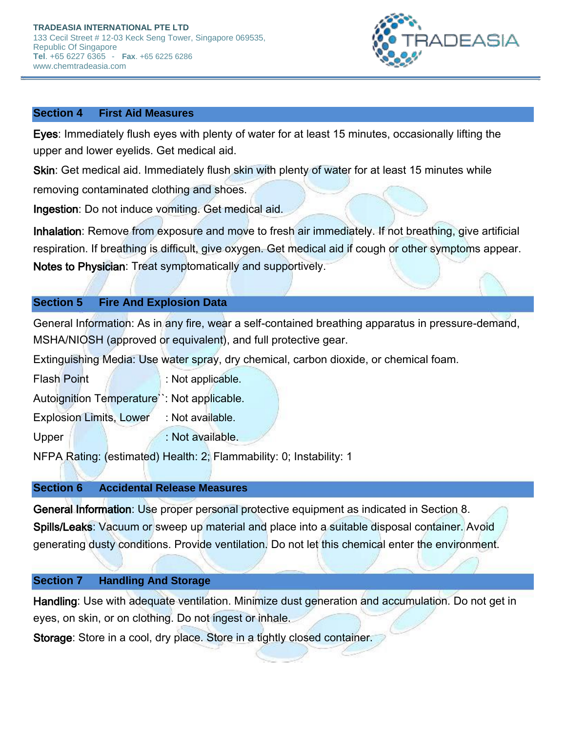## Section 4 First Aid Measures

**Eyes**: Immediately flush eyes with plenty of water for at least 15 minutes, occasionally lifting the upper and lower eyelids. Get medical aid.

**Skin**: Get medical aid. Immediately flush skin with plenty of water for at least 15 minutes while removing contaminated clothing and shoes.

**Ingestion**: Do not induce vomiting. Get medical aid.

**Inhalation**: Remove from exposure and move to fresh air immediately. If not breathing, give artificial respiration. If breathing is difficult, give oxygen. Get medical aid if cough or other symptoms appear.

**Notes to Physician**: Treat symptomatically and supportively.

## Section 5 Fire And Explosion Data

General Information: As in any fire, wear a self-contained breathing apparatus in pressure-demand, MSHA/NIOSH (approved or equivalent), and full protective gear.

Extinguishing Media: Use water spray, dry chemical, carbon dioxide, or chemical foam.

Flash Point : Not applicable.

Autoignition Temperature``: Not applicable.

Explosion Limits, Lower : Not available.

Upper : Not available.

NFPA Rating: (estimated) Health: 2; Flammability: 0; Instability: 1

## Section 6 Accidental Release Measures

**General Information**: Use proper personal protective equipment as indicated in Section 8.

**Spills/Leaks**: Vacuum or sweep up material and place into a suitable disposal container. Avoid generating dusty conditions. Provide ventilation. Do not let this chemical enter the environment.

## Section 7 Handling And Storage

**Handling**: Use with adequate ventilation. Minimize dust generation and accumulation. Do not get in eyes, on skin, or on clothing. Do not ingest or inhale.

**Storage**: Store in a cool, dry place. Store in a tightly closed container.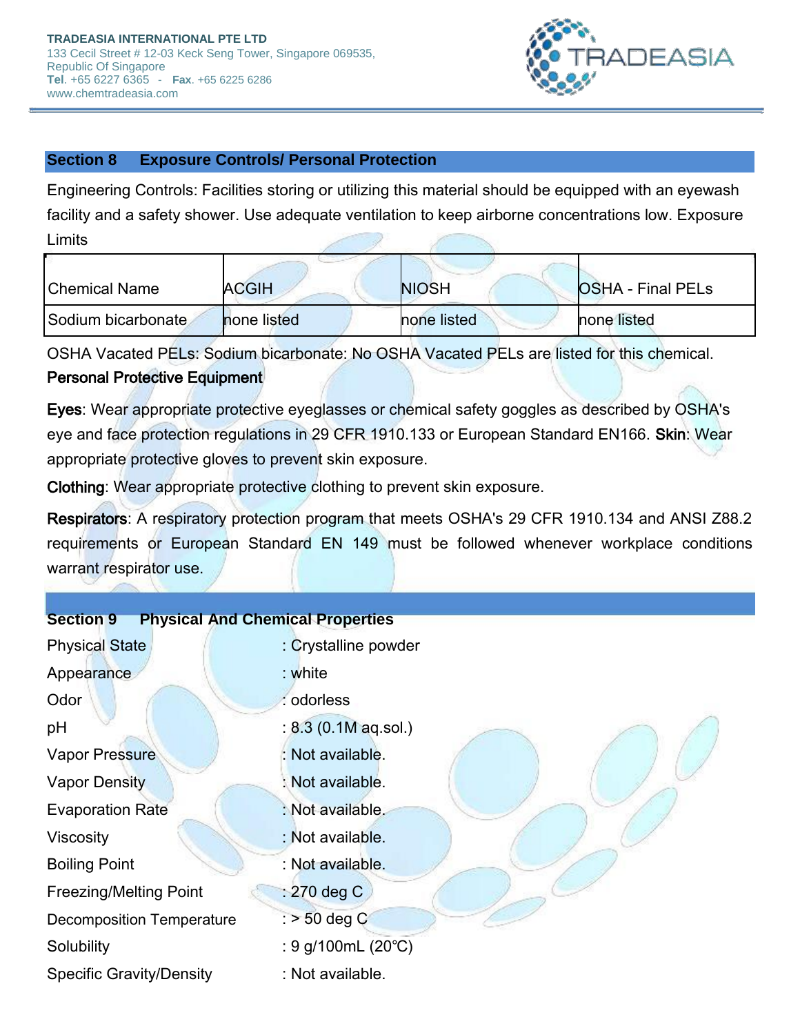## Section 8 Exposure Controls/ Personal Protection

Engineering Controls: Facilities storing or utilizing this material should be equipped with an eyewash facility and a safety shower. Use adequate ventilation to keep airborne concentrations low. Exposure Limits

| Chemical Name | ACGIH | NIOSH | OSHA - Final PELs |
|---|---|---|---|
| Sodium bicarbonate | none listed | none listed | none listed |

OSHA Vacated PELs: Sodium bicarbonate: No OSHA Vacated PELs are listed for this chemical.

**Personal Protective Equipment**

**Eyes**: Wear appropriate protective eyeglasses or chemical safety goggles as described by OSHA's eye and face protection regulations in 29 CFR 1910.133 or European Standard EN166. **Skin**: Wear appropriate protective gloves to prevent skin exposure.

**Clothing**: Wear appropriate protective clothing to prevent skin exposure.

**Respirators**: A respiratory protection program that meets OSHA's 29 CFR 1910.134 and ANSI Z88.2 requirements or European Standard EN 149 must be followed whenever workplace conditions warrant respirator use.

## Section 9 Physical And Chemical Properties

| | |
|---|---|
| Physical State | : Crystalline powder |
| Appearance | : white |
| Odor | : odorless |
| pH | : 8.3 (0.1M aq.sol.) |
| Vapor Pressure | : Not available. |
| Vapor Density | : Not available. |
| Evaporation Rate | : Not available. |
| Viscosity | : Not available. |
| Boiling Point | : Not available. |
| Freezing/Melting Point | : 270 deg C |
| Decomposition Temperature | : > 50 deg C |
| Solubility | : 9 g/100mL (20°C) |
| Specific Gravity/Density | : Not available. |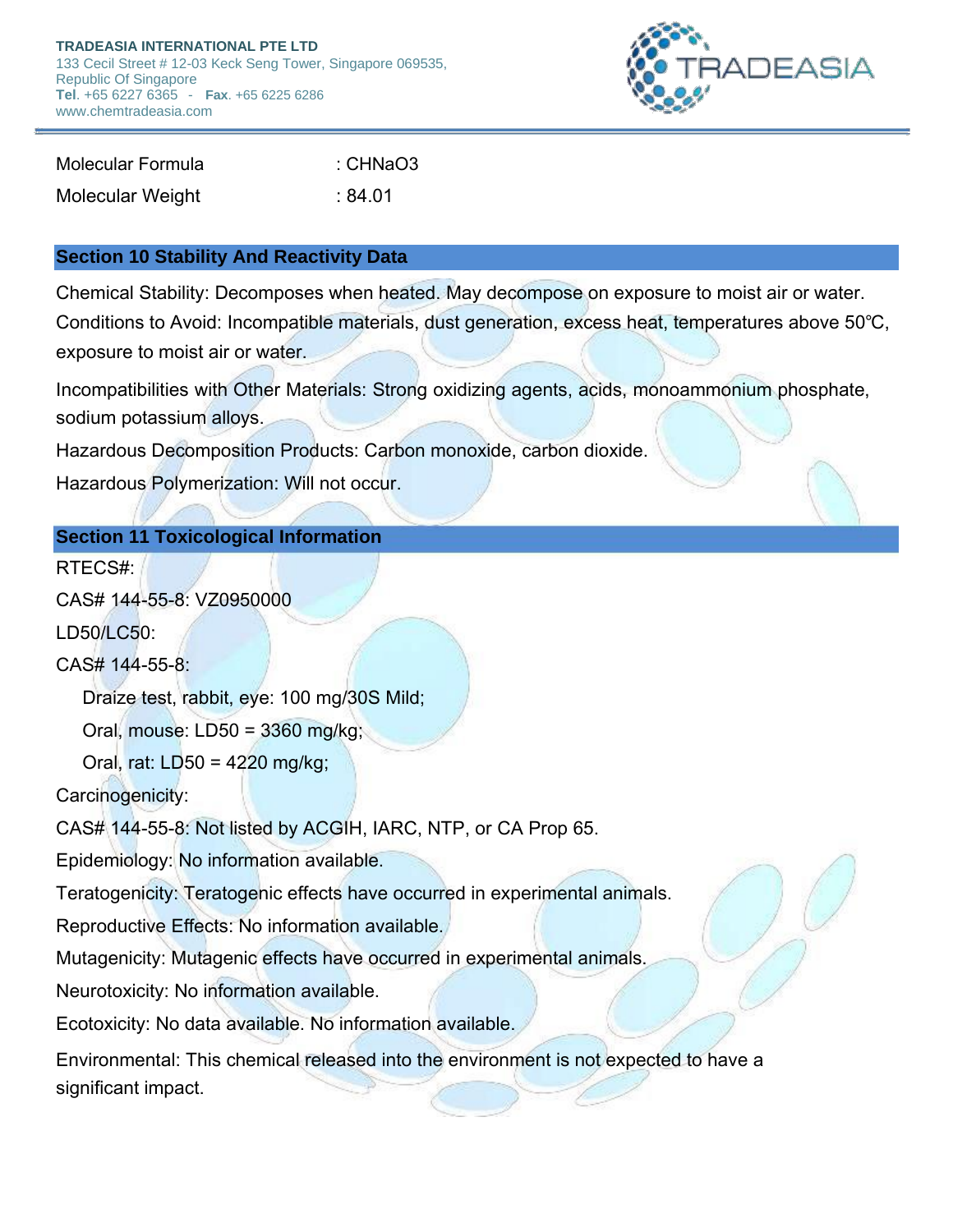Molecular Formula : $CHNaO_3$

Molecular Weight : 84.01

## Section 10 Stability And Reactivity Data

Chemical Stability: Decomposes when heated. May decompose on exposure to moist air or water.

Conditions to Avoid: Incompatible materials, dust generation, excess heat, temperatures above 50℃, exposure to moist air or water.

Incompatibilities with Other Materials: Strong oxidizing agents, acids, monoammonium phosphate, sodium potassium alloys.

Hazardous Decomposition Products: Carbon monoxide, carbon dioxide.

Hazardous Polymerization: Will not occur.

## Section 11 Toxicological Information

RTECS#:

CAS# 144-55-8: VZ0950000

LD50/LC50:

CAS# 144-55-8:

- Draize test, rabbit, eye: 100 mg/30S Mild;
- Oral, mouse: LD50 = 3360 mg/kg;
- Oral, rat: LD50 = 4220 mg/kg;

Carcinogenicity:

CAS# 144-55-8: Not listed by ACGIH, IARC, NTP, or CA Prop 65.

Epidemiology: No information available.

Teratogenicity: Teratogenic effects have occurred in experimental animals.

Reproductive Effects: No information available.

Mutagenicity: Mutagenic effects have occurred in experimental animals.

Neurotoxicity: No information available.

Ecotoxicity: No data available. No information available.

Environmental: This chemical released into the environment is not expected to have a significant impact.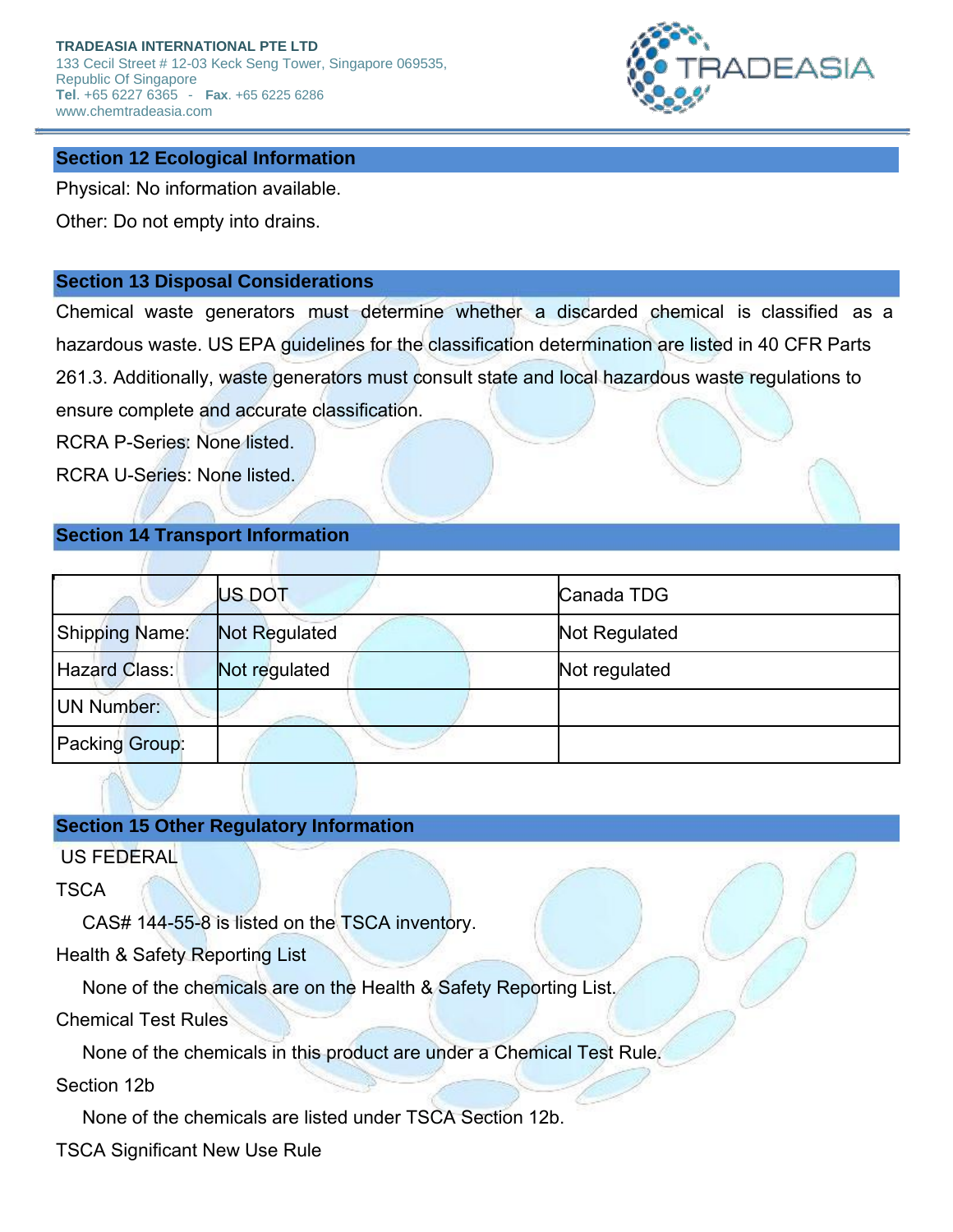## Section 12 Ecological Information

Physical: No information available.

Other: Do not empty into drains.

## Section 13 Disposal Considerations

Chemical waste generators must determine whether a discarded chemical is classified as a hazardous waste. US EPA guidelines for the classification determination are listed in 40 CFR Parts 261.3. Additionally, waste generators must consult state and local hazardous waste regulations to ensure complete and accurate classification.

RCRA P-Series: None listed.

RCRA U-Series: None listed.

## Section 14 Transport Information

| | US DOT | Canada TDG |
|---|---|---|
| Shipping Name: | Not Regulated | Not Regulated |
| Hazard Class: | Not regulated | Not regulated |
| UN Number: | | |
| Packing Group: | | |

## Section 15 Other Regulatory Information

US FEDERAL

TSCA

CAS# 144-55-8 is listed on the TSCA inventory.

Health & Safety Reporting List

None of the chemicals are on the Health & Safety Reporting List.

Chemical Test Rules

None of the chemicals in this product are under a Chemical Test Rule.

Section 12b

None of the chemicals are listed under TSCA Section 12b.

TSCA Significant New Use Rule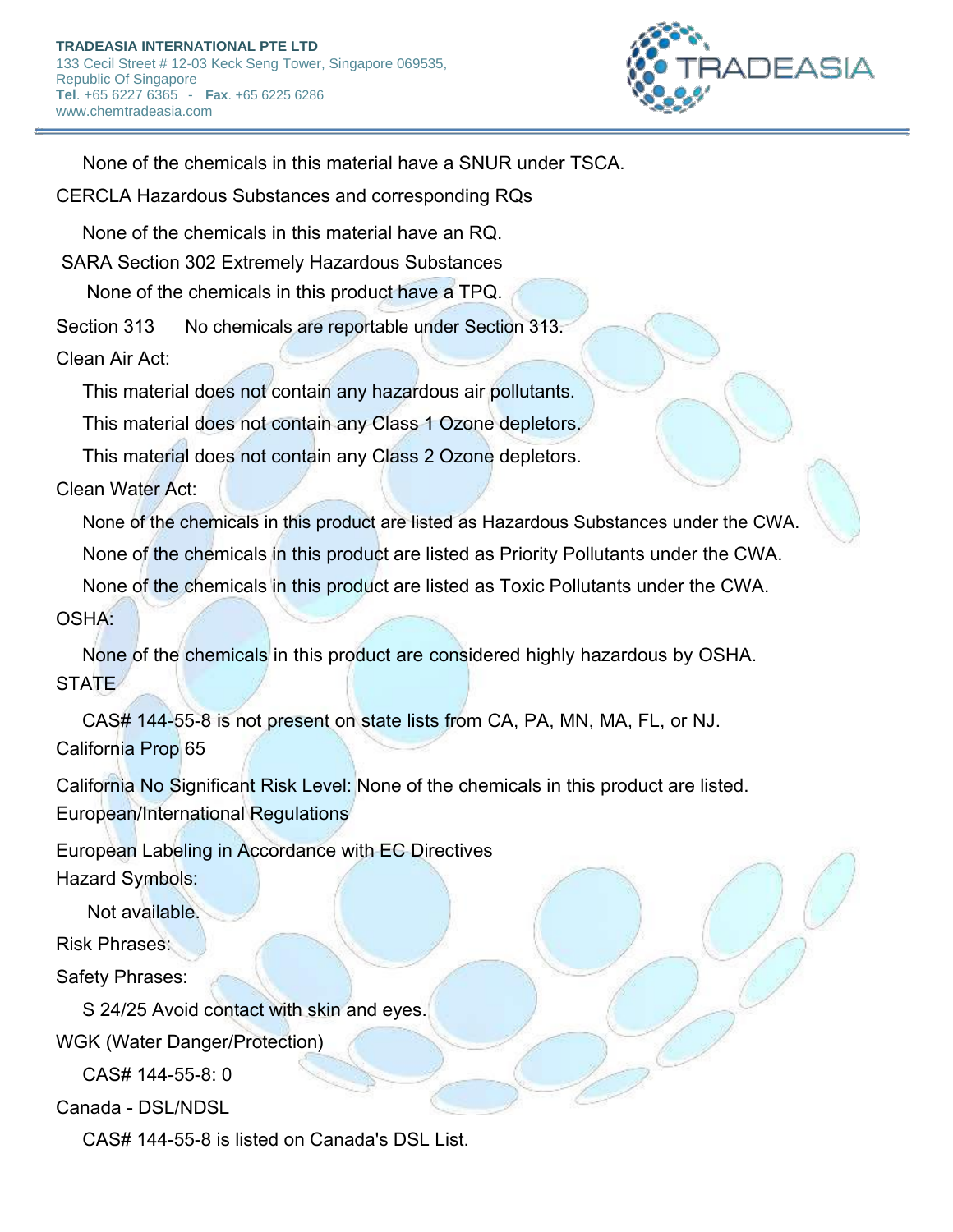None of the chemicals in this material have a SNUR under TSCA.

CERCLA Hazardous Substances and corresponding RQs

None of the chemicals in this material have an RQ.

SARA Section 302 Extremely Hazardous Substances

None of the chemicals in this product have a TPQ.

Section 313 No chemicals are reportable under Section 313.

Clean Air Act:

This material does not contain any hazardous air pollutants.

This material does not contain any Class 1 Ozone depletors.

This material does not contain any Class 2 Ozone depletors.

Clean Water Act:

None of the chemicals in this product are listed as Hazardous Substances under the CWA.

None of the chemicals in this product are listed as Priority Pollutants under the CWA.

None of the chemicals in this product are listed as Toxic Pollutants under the CWA.

OSHA:

None of the chemicals in this product are considered highly hazardous by OSHA.

STATE

CAS# 144-55-8 is not present on state lists from CA, PA, MN, MA, FL, or NJ.

California Prop 65

California No Significant Risk Level: None of the chemicals in this product are listed.

European/International Regulations

European Labeling in Accordance with EC Directives

Hazard Symbols:

Not available.

Risk Phrases:

Safety Phrases:

S 24/25 Avoid contact with skin and eyes.

WGK (Water Danger/Protection)

CAS# 144-55-8: 0

Canada - DSL/NDSL

CAS# 144-55-8 is listed on Canada's DSL List.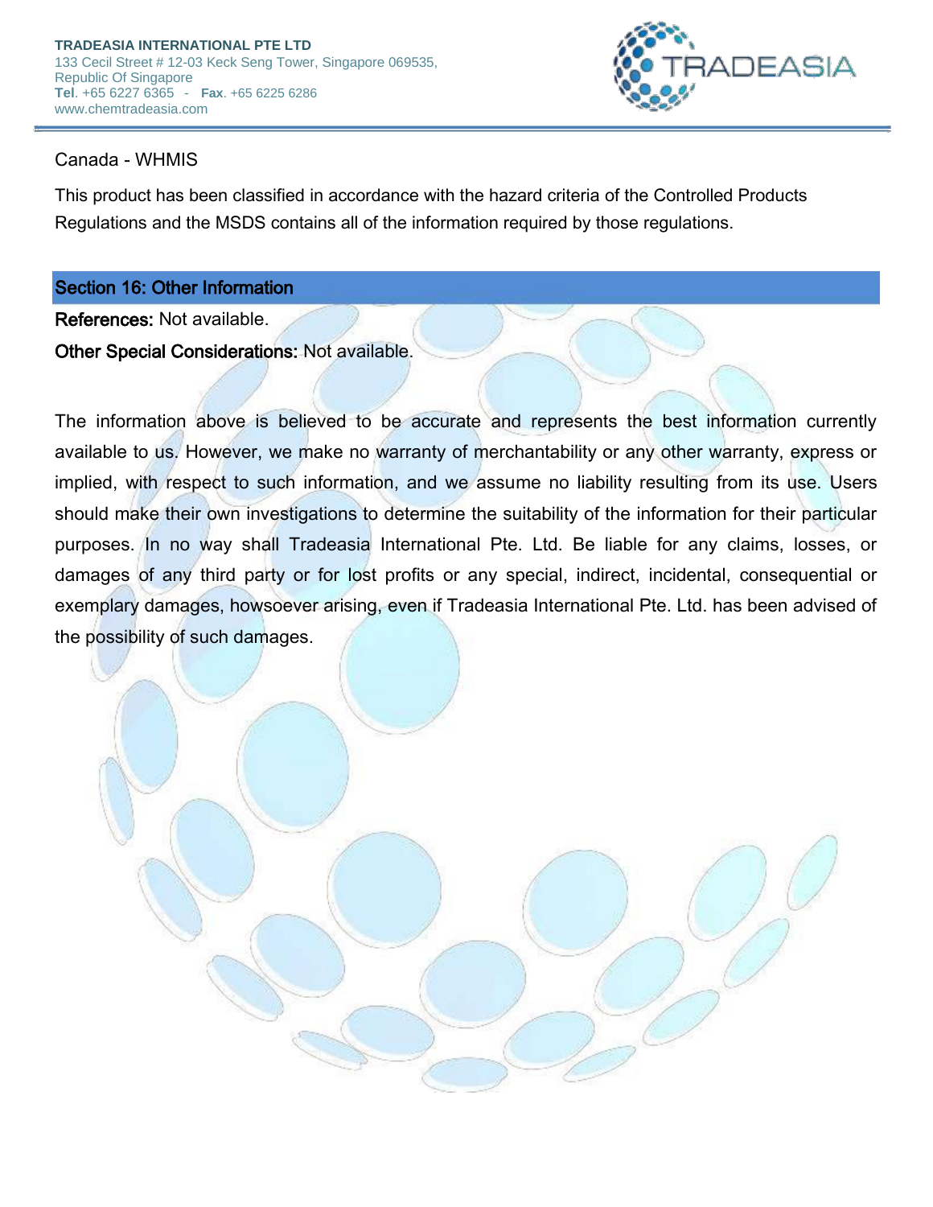Canada - WHMIS

This product has been classified in accordance with the hazard criteria of the Controlled Products Regulations and the MSDS contains all of the information required by those regulations.

## Section 16: Other Information

**References:** Not available.

**Other Special Considerations:** Not available.

The information above is believed to be accurate and represents the best information currently available to us. However, we make no warranty of merchantability or any other warranty, express or implied, with respect to such information, and we assume no liability resulting from its use. Users should make their own investigations to determine the suitability of the information for their particular purposes. In no way shall Tradeasia International Pte. Ltd. Be liable for any claims, losses, or damages of any third party or for lost profits or any special, indirect, incidental, consequential or exemplary damages, howsoever arising, even if Tradeasia International Pte. Ltd. has been advised of the possibility of such damages.